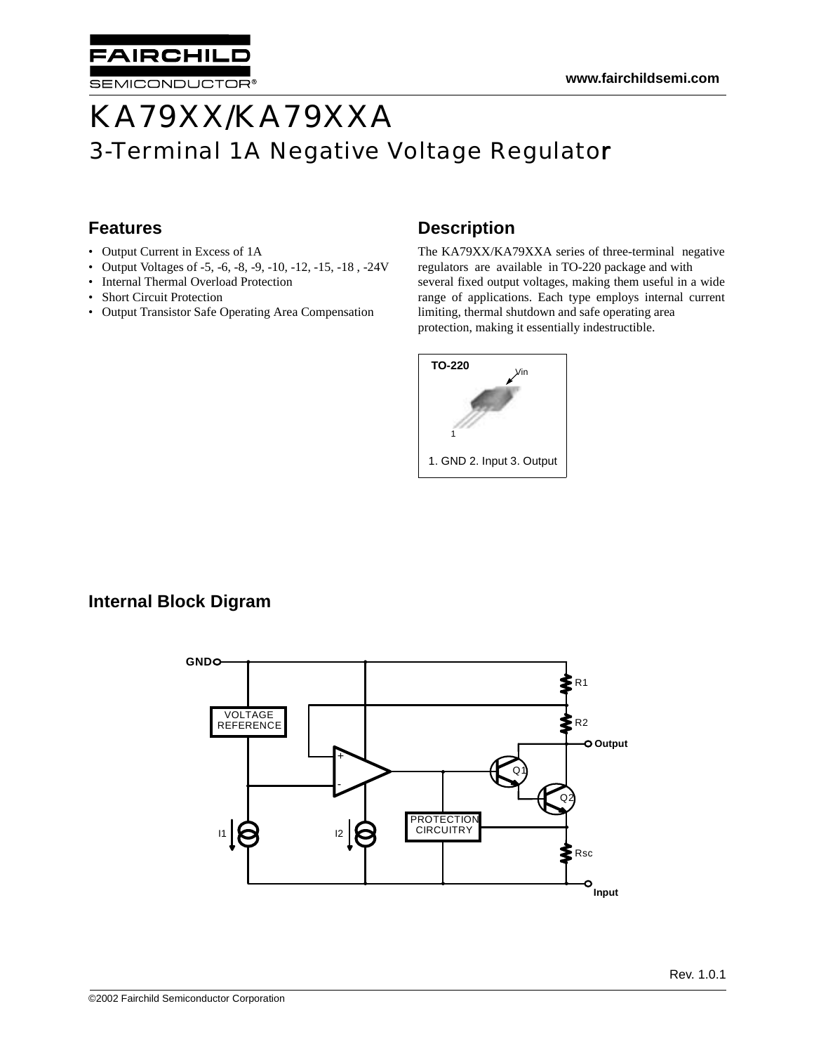www.fairchildsemi.com

# KA79XX/KA79XXA

## 3-Terminal 1A Negative Voltage Regulator

### Features

- Output Current in Excess of 1A
- Output Voltages of -5, -6, -8, -9, -10, -12, -15, -18 , -24V
- Internal Thermal Overload Protection
- Short Circuit Protection
- Output Transistor Safe Operating Area Compensation

### Description

The KA79XX/KA79XXA series of three-terminal negative regulators are available in TO-220 package and with several fixed output voltages, making them useful in a wide range of applications. Each type employs internal current limiting, thermal shutdown and safe operating area protection, making it essentially indestructible.

TO-220

Vin

1

1. GND 2. Input 3. Output

### Internal Block Digram

GND, VOLTAGE REFERENCE, R1, R2, Output, Q1, Q2, PROTECTION CIRCUITRY, I1, I2, Rsc, Input

Rev. 1.0.1

©2002 Fairchild Semiconductor Corporation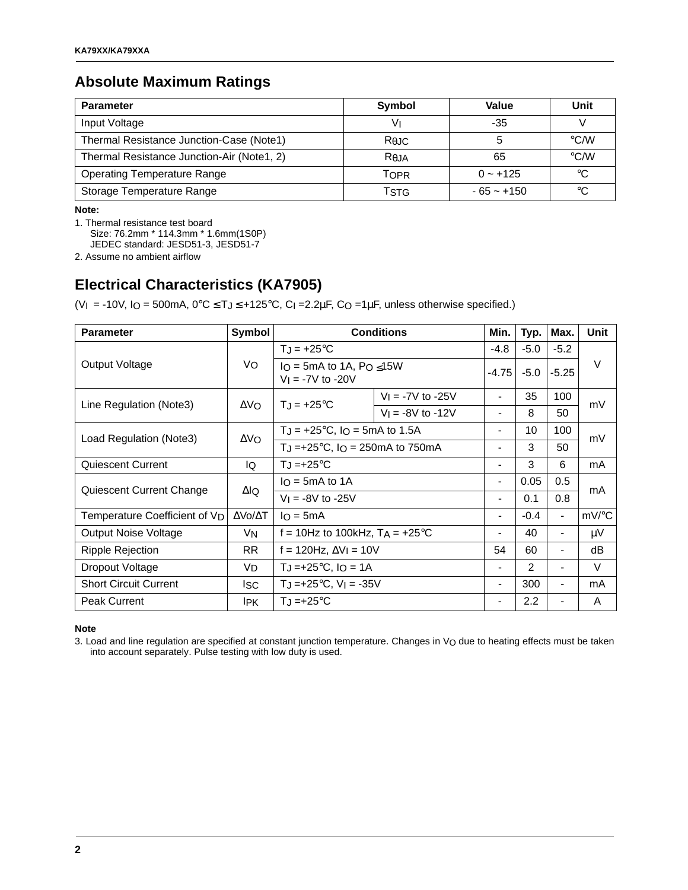## Absolute Maximum Ratings

| Parameter | Symbol | Value | Unit |
|---|---|---|---|
| Input Voltage | $V_I$ | -35 | V |
| Thermal Resistance Junction-Case (Note1) | $R_{\theta JC}$ | 5 | °C/W |
| Thermal Resistance Junction-Air (Note1, 2) | $R_{\theta JA}$ | 65 | °C/W |
| Operating Temperature Range | $T_{OPR}$ | 0 ~ +125 | °C |
| Storage Temperature Range | $T_{STG}$ | - 65 ~ +150 | °C |

**Note:**

1. Thermal resistance test board
   Size: 76.2mm * 114.3mm * 1.6mm(1S0P)
   JEDEC standard: JESD51-3, JESD51-7
2. Assume no ambient airflow

## Electrical Characteristics (KA7905)

($V_I$ = -10V, $I_O$ = 500mA, 0°C ≤ $T_J$ ≤ +125°C, $C_I$ =2.2µF, $C_O$ =1µF, unless otherwise specified.)

| Parameter | Symbol | Conditions | | Min. | Typ. | Max. | Unit |
|---|---|---|---|---|---|---|---|
| Output Voltage | $V_O$ | $T_J$ = +25°C | | -4.8 | -5.0 | -5.2 | V |
| | | $I_O$ = 5mA to 1A, $P_O$ ≤15W $V_I$ = -7V to -20V | | -4.75 | -5.0 | -5.25 | |
| Line Regulation (Note3) | $\Delta V_O$ | $T_J$ = +25°C | $V_I$ = -7V to -25V | - | 35 | 100 | mV |
| | | | $V_I$ = -8V to -12V | - | 8 | 50 | |
| Load Regulation (Note3) | $\Delta V_O$ | $T_J$ = +25°C, $I_O$ = 5mA to 1.5A | | - | 10 | 100 | mV |
| | | $T_J$ =+25°C, $I_O$ = 250mA to 750mA | | - | 3 | 50 | |
| Quiescent Current | $I_Q$ | $T_J$ =+25°C | | - | 3 | 6 | mA |
| Quiescent Current Change | $\Delta I_Q$ | $I_O$ = 5mA to 1A | | - | 0.05 | 0.5 | mA |
| | | $V_I$ = -8V to -25V | | - | 0.1 | 0.8 | |
| Temperature Coefficient of $V_D$ | $\Delta Vo/\Delta T$ | $I_O$ = 5mA | | - | -0.4 | - | mV/°C |
| Output Noise Voltage | $V_N$ | f = 10Hz to 100kHz, $T_A$ = +25°C | | - | 40 | - | µV |
| Ripple Rejection | RR | f = 120Hz, $\Delta V_I$ = 10V | | 54 | 60 | - | dB |
| Dropout Voltage | $V_D$ | $T_J$ =+25°C, $I_O$ = 1A | | - | 2 | - | V |
| Short Circuit Current | $I_{SC}$ | $T_J$ =+25°C, $V_I$ = -35V | | - | 300 | - | mA |
| Peak Current | $I_{PK}$ | $T_J$ =+25°C | | - | 2.2 | - | A |

**Note**

3. Load and line regulation are specified at constant junction temperature. Changes in $V_O$ due to heating effects must be taken into account separately. Pulse testing with low duty is used.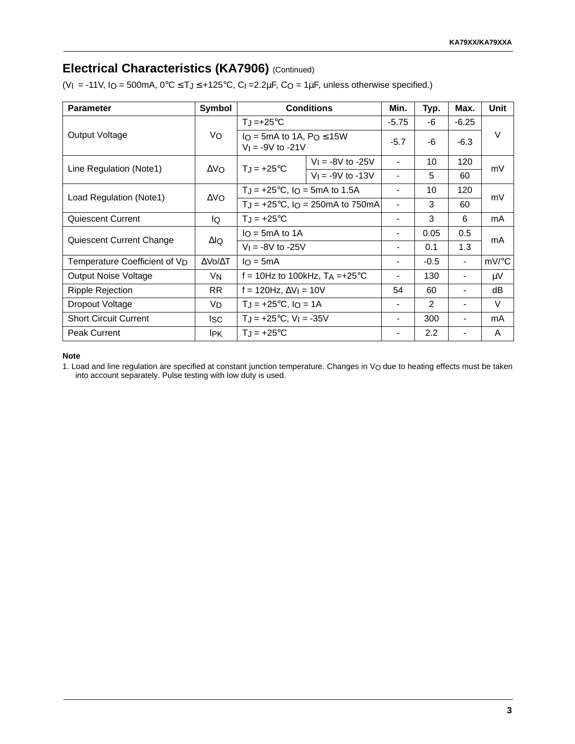## Electrical Characteristics (KA7906) (Continued)

($V_I$ = -11V, $I_O$ = 500mA, 0°C ≤ $T_J$ ≤ +125°C, $C_I$ =2.2µF, $C_O$ = 1µF, unless otherwise specified.)

| Parameter | Symbol | Conditions | | Min. | Typ. | Max. | Unit |
|---|---|---|---|---|---|---|---|
| Output Voltage | $V_O$ | $T_J$ =+25°C | | -5.75 | -6 | -6.25 | V |
| | | $I_O$ = 5mA to 1A, $P_O$ ≤ 15W $V_I$ = -9V to -21V | | -5.7 | -6 | -6.3 | |
| Line Regulation (Note1) | $\Delta V_O$ | $T_J$ = +25°C | $V_I$ = -8V to -25V | - | 10 | 120 | mV |
| | | | $V_I$ = -9V to -13V | - | 5 | 60 | |
| Load Regulation (Note1) | $\Delta V_O$ | $T_J$ = +25°C, $I_O$ = 5mA to 1.5A | | - | 10 | 120 | mV |
| | | $T_J$ = +25°C, $I_O$ = 250mA to 750mA | | - | 3 | 60 | |
| Quiescent Current | $I_Q$ | $T_J$ = +25°C | | - | 3 | 6 | mA |
| Quiescent Current Change | $\Delta I_Q$ | $I_O$ = 5mA to 1A | | - | 0.05 | 0.5 | mA |
| | | $V_I$ = -8V to -25V | | - | 0.1 | 1.3 | |
| Temperature Coefficient of $V_D$ | $\Delta Vo/\Delta T$ | $I_O$ = 5mA | | - | -0.5 | - | mV/°C |
| Output Noise Voltage | $V_N$ | f = 10Hz to 100kHz, $T_A$ =+25°C | | - | 130 | - | µV |
| Ripple Rejection | RR | f = 120Hz, $\Delta V_I$ = 10V | | 54 | 60 | - | dB |
| Dropout Voltage | $V_D$ | $T_J$ = +25°C, $I_O$ = 1A | | - | 2 | - | V |
| Short Circuit Current | $I_{SC}$ | $T_J$ = +25°C, $V_I$ = -35V | | - | 300 | - | mA |
| Peak Current | $I_{PK}$ | $T_J$ = +25°C | | - | 2.2 | - | A |

**Note**

1. Load and line regulation are specified at constant junction temperature. Changes in $V_O$ due to heating effects must be taken into account separately. Pulse testing with low duty is used.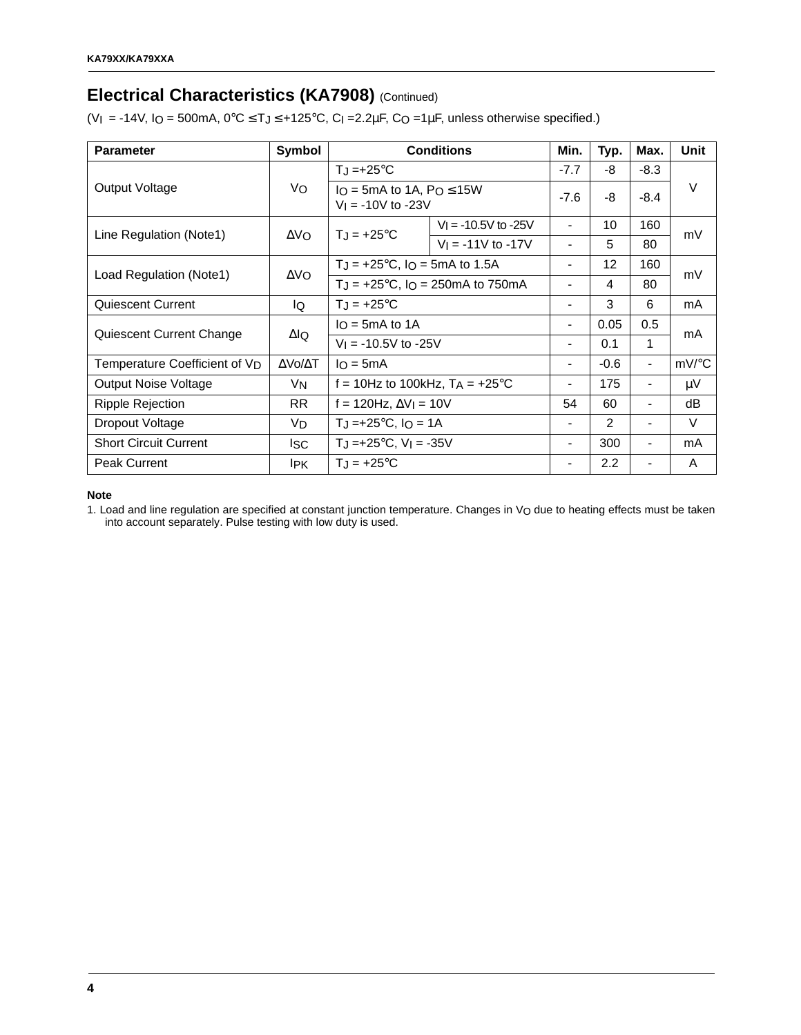## Electrical Characteristics (KA7908) (Continued)

($V_I$ = -14V, $I_O$ = 500mA, 0°C ≤ $T_J$ ≤ +125°C, $C_I$ =2.2μF, $C_O$ =1μF, unless otherwise specified.)

| Parameter | Symbol | Conditions | | Min. | Typ. | Max. | Unit |
|---|---|---|---|---|---|---|---|
| Output Voltage | $V_O$ | $T_J$ =+25°C | | -7.7 | -8 | -8.3 | V |
| | | $I_O$ = 5mA to 1A, $P_O$ ≤ 15W<br>$V_I$ = -10V to -23V | | -7.6 | -8 | -8.4 | |
| Line Regulation (Note1) | $\Delta V_O$ | $T_J$ = +25°C | $V_I$ = -10.5V to -25V | - | 10 | 160 | mV |
| | | | $V_I$ = -11V to -17V | - | 5 | 80 | |
| Load Regulation (Note1) | $\Delta V_O$ | $T_J$ = +25°C, $I_O$ = 5mA to 1.5A | | - | 12 | 160 | mV |
| | | $T_J$ = +25°C, $I_O$ = 250mA to 750mA | | - | 4 | 80 | |
| Quiescent Current | $I_Q$ | $T_J$ = +25°C | | - | 3 | 6 | mA |
| Quiescent Current Change | $\Delta I_Q$ | $I_O$ = 5mA to 1A | | - | 0.05 | 0.5 | mA |
| | | $V_I$ = -10.5V to -25V | | - | 0.1 | 1 | |
| Temperature Coefficient of $V_D$ | $\Delta Vo/\Delta T$ | $I_O$ = 5mA | | - | -0.6 | - | mV/°C |
| Output Noise Voltage | $V_N$ | f = 10Hz to 100kHz, $T_A$ = +25°C | | - | 175 | - | μV |
| Ripple Rejection | RR | f = 120Hz, $\Delta V_I$ = 10V | | 54 | 60 | - | dB |
| Dropout Voltage | $V_D$ | $T_J$ =+25°C, $I_O$ = 1A | | - | 2 | - | V |
| Short Circuit Current | $I_{SC}$ | $T_J$ =+25°C, $V_I$ = -35V | | - | 300 | - | mA |
| Peak Current | $I_{PK}$ | $T_J$ = +25°C | | - | 2.2 | - | A |

**Note**

1. Load and line regulation are specified at constant junction temperature. Changes in $V_O$ due to heating effects must be taken into account separately. Pulse testing with low duty is used.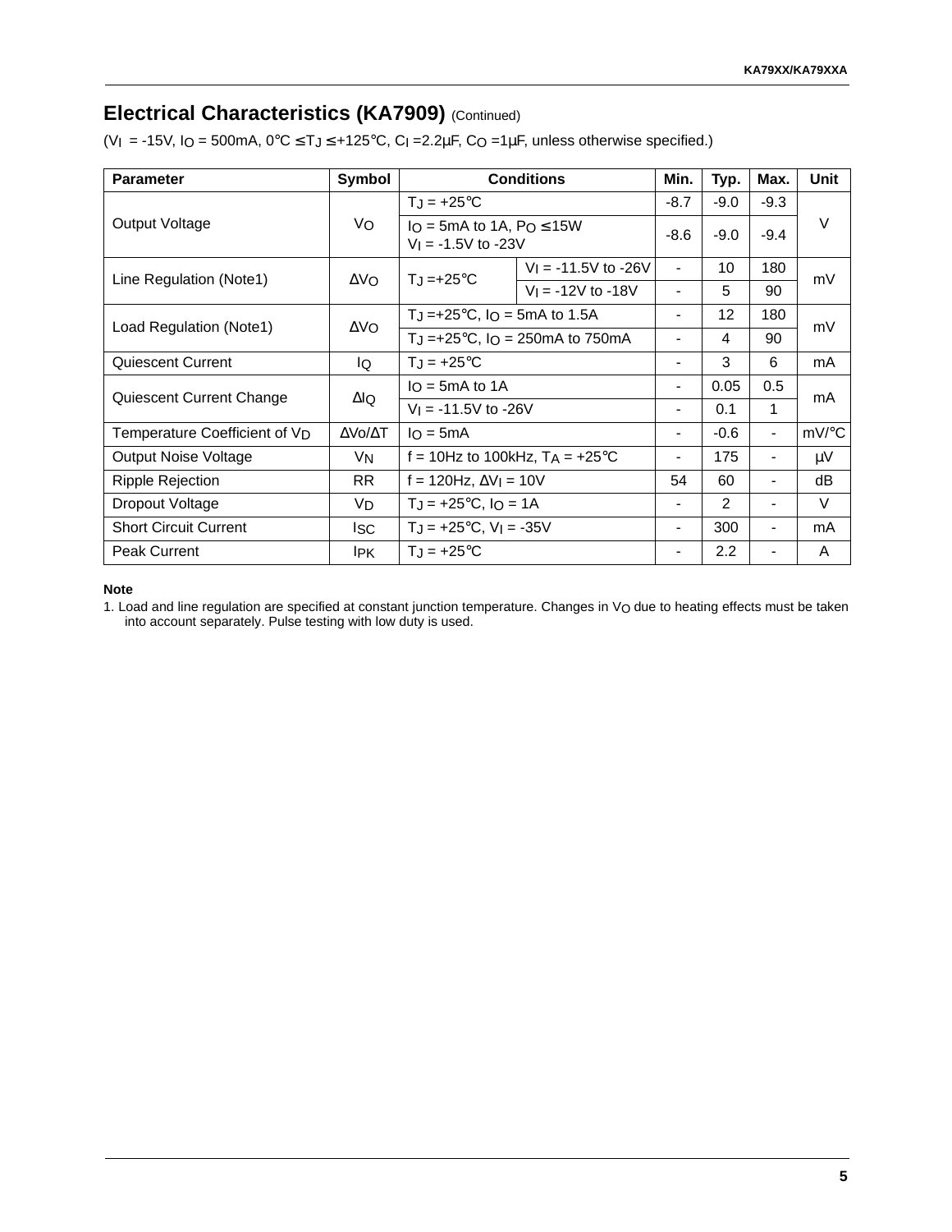## Electrical Characteristics (KA7909) (Continued)

($V_I$ = -15V, $I_O$ = 500mA, 0°C ≤ $T_J$ ≤ +125°C, $C_I$ =2.2µF, $C_O$ =1µF, unless otherwise specified.)

| Parameter | Symbol | Conditions | | Min. | Typ. | Max. | Unit |
|---|---|---|---|---|---|---|---|
| Output Voltage | $V_O$ | $T_J$ = +25°C | | -8.7 | -9.0 | -9.3 | V |
| | | $I_O$ = 5mA to 1A, $P_O$ ≤ 15W $V_I$ = -1.5V to -23V | | -8.6 | -9.0 | -9.4 | |
| Line Regulation (Note1) | $\Delta V_O$ | $T_J$ =+25°C | $V_I$ = -11.5V to -26V | - | 10 | 180 | mV |
| | | | $V_I$ = -12V to -18V | - | 5 | 90 | |
| Load Regulation (Note1) | $\Delta V_O$ | $T_J$ =+25°C, $I_O$ = 5mA to 1.5A | | - | 12 | 180 | mV |
| | | $T_J$ =+25°C, $I_O$ = 250mA to 750mA | | - | 4 | 90 | |
| Quiescent Current | $I_Q$ | $T_J$ = +25°C | | - | 3 | 6 | mA |
| Quiescent Current Change | $\Delta I_Q$ | $I_O$ = 5mA to 1A | | - | 0.05 | 0.5 | mA |
| | | $V_I$ = -11.5V to -26V | | - | 0.1 | 1 | |
| Temperature Coefficient of $V_D$ | $\Delta Vo/\Delta T$ | $I_O$ = 5mA | | - | -0.6 | - | mV/°C |
| Output Noise Voltage | $V_N$ | f = 10Hz to 100kHz, $T_A$ = +25°C | | - | 175 | - | µV |
| Ripple Rejection | RR | f = 120Hz, $\Delta V_I$ = 10V | | 54 | 60 | - | dB |
| Dropout Voltage | $V_D$ | $T_J$ = +25°C, $I_O$ = 1A | | - | 2 | - | V |
| Short Circuit Current | $I_{SC}$ | $T_J$ = +25°C, $V_I$ = -35V | | - | 300 | - | mA |
| Peak Current | $I_{PK}$ | $T_J$ = +25°C | | - | 2.2 | - | A |

**Note**

1. Load and line regulation are specified at constant junction temperature. Changes in $V_O$ due to heating effects must be taken into account separately. Pulse testing with low duty is used.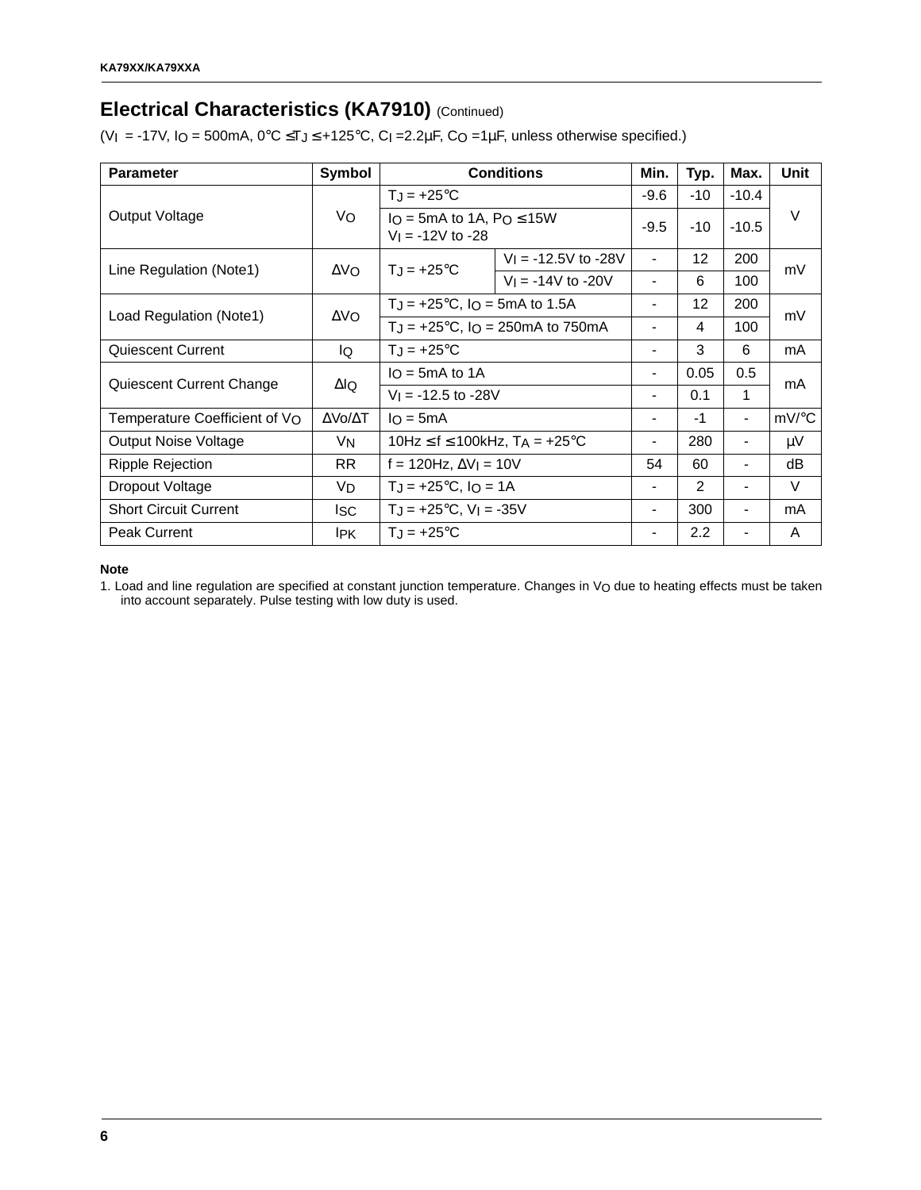## Electrical Characteristics (KA7910) (Continued)

($V_I$ = -17V, $I_O$ = 500mA, 0°C ≤ $T_J$ ≤ +125°C, $C_I$ =2.2μF, $C_O$ =1μF, unless otherwise specified.)

| Parameter | Symbol | Conditions | | Min. | Typ. | Max. | Unit |
|---|---|---|---|---|---|---|---|
| Output Voltage | $V_O$ | $T_J$ = +25°C | | -9.6 | -10 | -10.4 | V |
| | | $I_O$ = 5mA to 1A, $P_O$ ≤ 15W $V_I$ = -12V to -28 | | -9.5 | -10 | -10.5 | |
| Line Regulation (Note1) | $\Delta V_O$ | $T_J$ = +25°C | $V_I$ = -12.5V to -28V | - | 12 | 200 | mV |
| | | | $V_I$ = -14V to -20V | - | 6 | 100 | |
| Load Regulation (Note1) | $\Delta V_O$ | $T_J$ = +25°C, $I_O$ = 5mA to 1.5A | | - | 12 | 200 | mV |
| | | $T_J$ = +25°C, $I_O$ = 250mA to 750mA | | - | 4 | 100 | |
| Quiescent Current | $I_Q$ | $T_J$ = +25°C | | - | 3 | 6 | mA |
| Quiescent Current Change | $\Delta I_Q$ | $I_O$ = 5mA to 1A | | - | 0.05 | 0.5 | mA |
| | | $V_I$ = -12.5 to -28V | | - | 0.1 | 1 | |
| Temperature Coefficient of $V_O$ | $\Delta Vo/\Delta T$ | $I_O$ = 5mA | | - | -1 | - | mV/°C |
| Output Noise Voltage | $V_N$ | 10Hz ≤ f ≤ 100kHz, $T_A$ = +25°C | | - | 280 | - | μV |
| Ripple Rejection | RR | f = 120Hz, $\Delta V_I$ = 10V | | 54 | 60 | - | dB |
| Dropout Voltage | $V_D$ | $T_J$ = +25°C, $I_O$ = 1A | | - | 2 | - | V |
| Short Circuit Current | $I_{SC}$ | $T_J$ = +25°C, $V_I$ = -35V | | - | 300 | - | mA |
| Peak Current | $I_{PK}$ | $T_J$ = +25°C | | - | 2.2 | - | A |

**Note**

1. Load and line regulation are specified at constant junction temperature. Changes in $V_O$ due to heating effects must be taken into account separately. Pulse testing with low duty is used.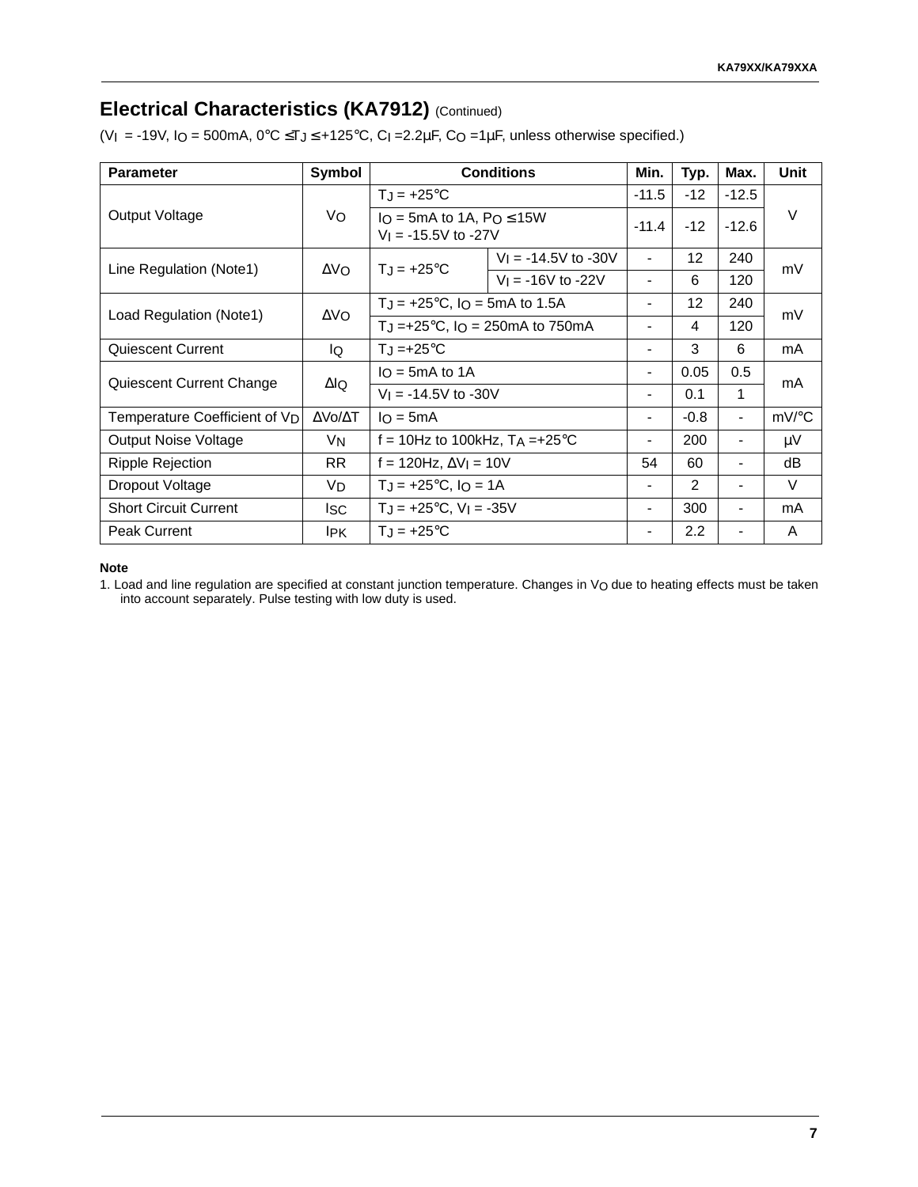## Electrical Characteristics (KA7912) (Continued)

($V_I$ = -19V, $I_O$ = 500mA, 0°C ≤ $T_J$ ≤ +125°C, $C_I$ =2.2μF, $C_O$ =1μF, unless otherwise specified.)

| Parameter | Symbol | Conditions | | Min. | Typ. | Max. | Unit |
|---|---|---|---|---|---|---|---|
| Output Voltage | $V_O$ | $T_J$ = +25°C | | -11.5 | -12 | -12.5 | V |
| | | $I_O$ = 5mA to 1A, $P_O$ ≤ 15W, $V_I$ = -15.5V to -27V | | -11.4 | -12 | -12.6 | |
| Line Regulation (Note1) | $\Delta V_O$ | $T_J$ = +25°C | $V_I$ = -14.5V to -30V | - | 12 | 240 | mV |
| | | | $V_I$ = -16V to -22V | - | 6 | 120 | |
| Load Regulation (Note1) | $\Delta V_O$ | $T_J$ = +25°C, $I_O$ = 5mA to 1.5A | | - | 12 | 240 | mV |
| | | $T_J$ =+25°C, $I_O$ = 250mA to 750mA | | - | 4 | 120 | |
| Quiescent Current | $I_Q$ | $T_J$ =+25°C | | - | 3 | 6 | mA |
| Quiescent Current Change | $\Delta I_Q$ | $I_O$ = 5mA to 1A | | - | 0.05 | 0.5 | mA |
| | | $V_I$ = -14.5V to -30V | | - | 0.1 | 1 | |
| Temperature Coefficient of $V_D$ | $\Delta Vo/\Delta T$ | $I_O$ = 5mA | | - | -0.8 | - | mV/°C |
| Output Noise Voltage | $V_N$ | f = 10Hz to 100kHz, $T_A$ =+25°C | | - | 200 | - | μV |
| Ripple Rejection | RR | f = 120Hz, $\Delta V_I$ = 10V | | 54 | 60 | - | dB |
| Dropout Voltage | $V_D$ | $T_J$ = +25°C, $I_O$ = 1A | | - | 2 | - | V |
| Short Circuit Current | $I_{SC}$ | $T_J$ = +25°C, $V_I$ = -35V | | - | 300 | - | mA |
| Peak Current | $I_{PK}$ | $T_J$ = +25°C | | - | 2.2 | - | A |

**Note**

1. Load and line regulation are specified at constant junction temperature. Changes in $V_O$ due to heating effects must be taken into account separately. Pulse testing with low duty is used.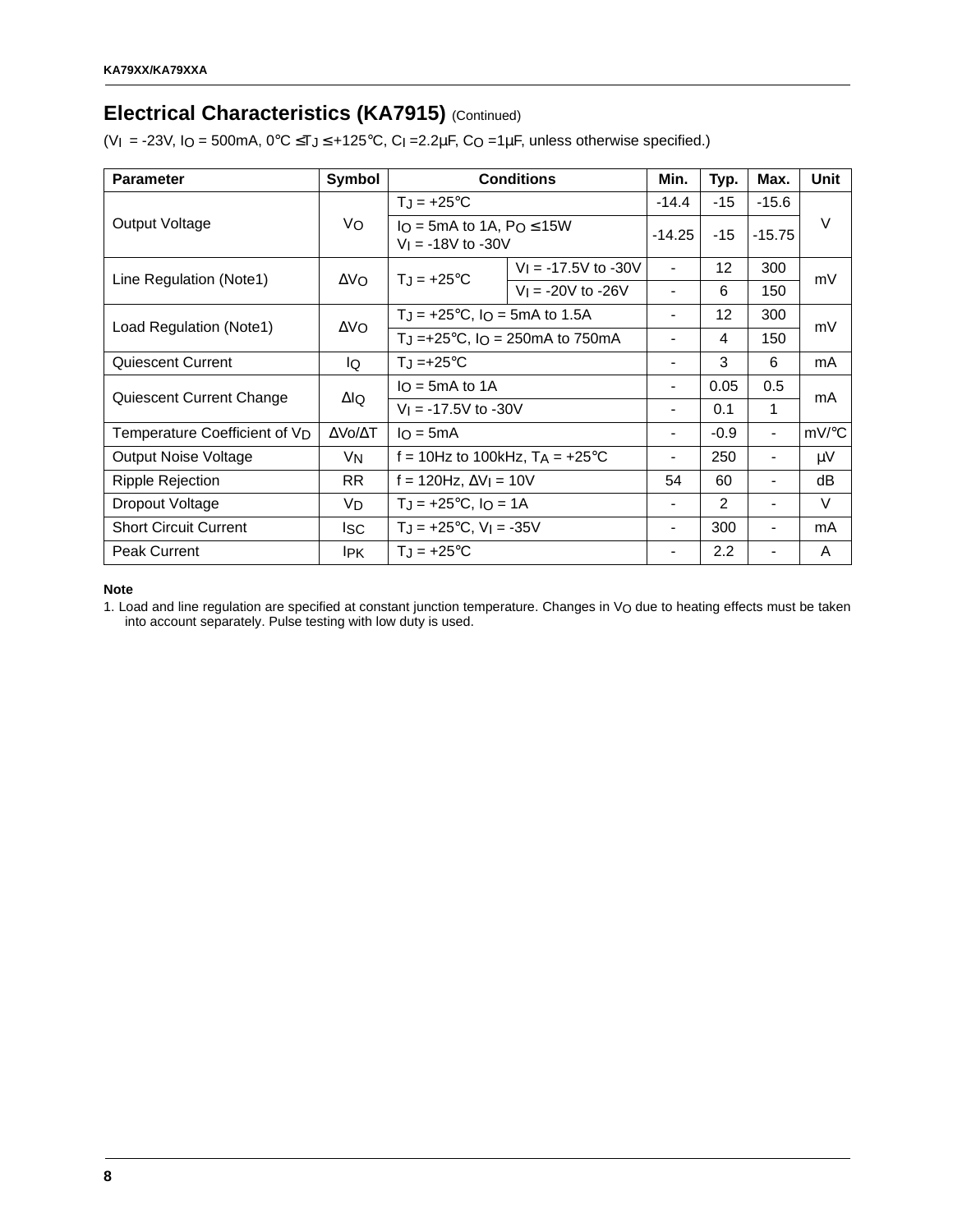## Electrical Characteristics (KA7915) (Continued)

($V_I$ = -23V, $I_O$ = 500mA, 0°C ≤ $T_J$ ≤ +125°C, $C_I$ =2.2μF, $C_O$ =1μF, unless otherwise specified.)

| Parameter | Symbol | Conditions | | Min. | Typ. | Max. | Unit |
|---|---|---|---|---|---|---|---|
| Output Voltage | $V_O$ | $T_J$ = +25°C | | -14.4 | -15 | -15.6 | V |
| | | $I_O$ = 5mA to 1A, $P_O$ ≤ 15W $V_I$ = -18V to -30V | | -14.25 | -15 | -15.75 | |
| Line Regulation (Note1) | $\Delta V_O$ | $T_J$ = +25°C | $V_I$ = -17.5V to -30V | - | 12 | 300 | mV |
| | | | $V_I$ = -20V to -26V | - | 6 | 150 | |
| Load Regulation (Note1) | $\Delta V_O$ | $T_J$ = +25°C, $I_O$ = 5mA to 1.5A | | - | 12 | 300 | mV |
| | | $T_J$ =+25°C, $I_O$ = 250mA to 750mA | | - | 4 | 150 | |
| Quiescent Current | $I_Q$ | $T_J$ =+25°C | | - | 3 | 6 | mA |
| Quiescent Current Change | $\Delta I_Q$ | $I_O$ = 5mA to 1A | | - | 0.05 | 0.5 | mA |
| | | $V_I$ = -17.5V to -30V | | - | 0.1 | 1 | |
| Temperature Coefficient of $V_D$ | $\Delta Vo/\Delta T$ | $I_O$ = 5mA | | - | -0.9 | - | mV/°C |
| Output Noise Voltage | $V_N$ | f = 10Hz to 100kHz, $T_A$ = +25°C | | - | 250 | - | μV |
| Ripple Rejection | RR | f = 120Hz, $\Delta V_I$ = 10V | | 54 | 60 | - | dB |
| Dropout Voltage | $V_D$ | $T_J$ = +25°C, $I_O$ = 1A | | - | 2 | - | V |
| Short Circuit Current | $I_{SC}$ | $T_J$ = +25°C, $V_I$ = -35V | | - | 300 | - | mA |
| Peak Current | $I_{PK}$ | $T_J$ = +25°C | | - | 2.2 | - | A |

**Note**

1. Load and line regulation are specified at constant junction temperature. Changes in $V_O$ due to heating effects must be taken into account separately. Pulse testing with low duty is used.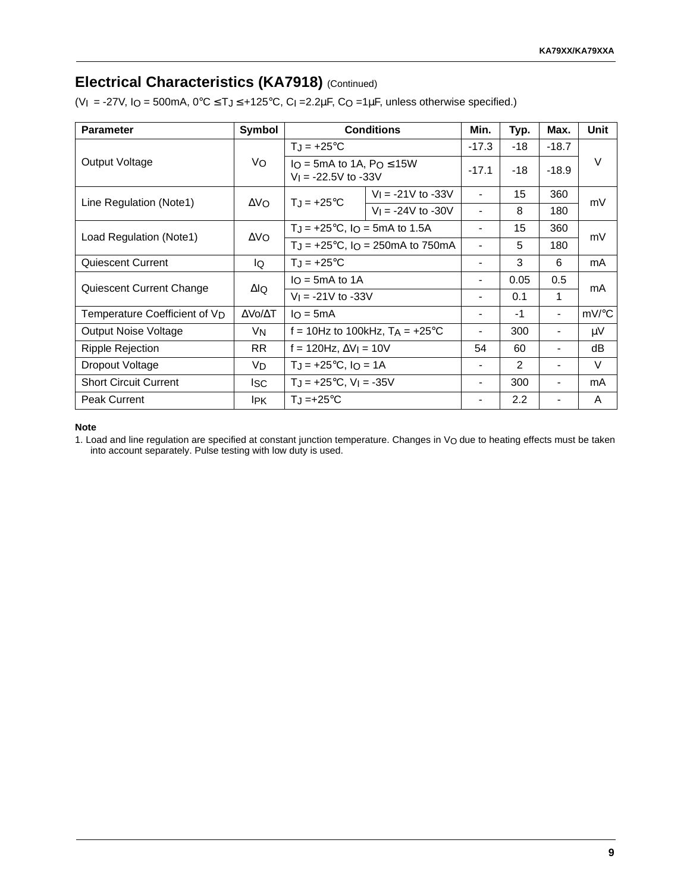## Electrical Characteristics (KA7918) (Continued)

($V_I$ = -27V, $I_O$ = 500mA, 0°C ≤ $T_J$ ≤ +125°C, $C_I$ =2.2μF, $C_O$ =1μF, unless otherwise specified.)

| Parameter | Symbol | Conditions | | Min. | Typ. | Max. | Unit |
|---|---|---|---|---|---|---|---|
| Output Voltage | $V_O$ | $T_J$ = +25°C | | -17.3 | -18 | -18.7 | V |
| | | $I_O$ = 5mA to 1A, $P_O$ ≤ 15W<br>$V_I$ = -22.5V to -33V | | -17.1 | -18 | -18.9 | |
| Line Regulation (Note1) | $\Delta V_O$ | $T_J$ = +25°C | $V_I$ = -21V to -33V | - | 15 | 360 | mV |
| | | | $V_I$ = -24V to -30V | - | 8 | 180 | |
| Load Regulation (Note1) | $\Delta V_O$ | $T_J$ = +25°C, $I_O$ = 5mA to 1.5A | | - | 15 | 360 | mV |
| | | $T_J$ = +25°C, $I_O$ = 250mA to 750mA | | - | 5 | 180 | |
| Quiescent Current | $I_Q$ | $T_J$ = +25°C | | - | 3 | 6 | mA |
| Quiescent Current Change | $\Delta I_Q$ | $I_O$ = 5mA to 1A | | - | 0.05 | 0.5 | mA |
| | | $V_I$ = -21V to -33V | | - | 0.1 | 1 | |
| Temperature Coefficient of $V_D$ | $\Delta V_o/\Delta T$ | $I_O$ = 5mA | | - | -1 | - | mV/°C |
| Output Noise Voltage | $V_N$ | f = 10Hz to 100kHz, $T_A$ = +25°C | | - | 300 | - | μV |
| Ripple Rejection | RR | f = 120Hz, $\Delta V_I$ = 10V | | 54 | 60 | - | dB |
| Dropout Voltage | $V_D$ | $T_J$ = +25°C, $I_O$ = 1A | | - | 2 | - | V |
| Short Circuit Current | $I_{SC}$ | $T_J$ = +25°C, $V_I$ = -35V | | - | 300 | - | mA |
| Peak Current | $I_{PK}$ | $T_J$ =+25°C | | - | 2.2 | - | A |

**Note**

1. Load and line regulation are specified at constant junction temperature. Changes in $V_O$ due to heating effects must be taken into account separately. Pulse testing with low duty is used.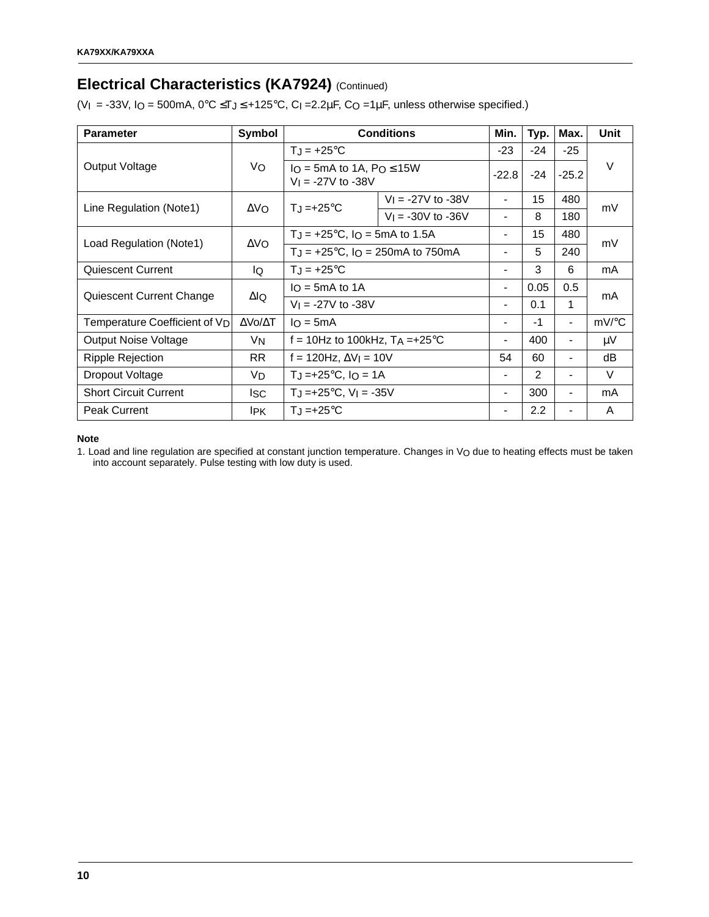## Electrical Characteristics (KA7924) (Continued)

($V_I$ = -33V, $I_O$ = 500mA, 0°C ≤ $T_J$ ≤ +125°C, $C_I$ = 2.2μF, $C_O$ = 1μF, unless otherwise specified.)

| Parameter | Symbol | Conditions | | Min. | Typ. | Max. | Unit |
|---|---|---|---|---|---|---|---|
| Output Voltage | $V_O$ | $T_J$ = +25°C | | -23 | -24 | -25 | V |
| | | $I_O$ = 5mA to 1A, $P_O$ ≤ 15W<br>$V_I$ = -27V to -38V | | -22.8 | -24 | -25.2 | |
| Line Regulation (Note1) | $\Delta V_O$ | $T_J$ = +25°C | $V_I$ = -27V to -38V | - | 15 | 480 | mV |
| | | | $V_I$ = -30V to -36V | - | 8 | 180 | |
| Load Regulation (Note1) | $\Delta V_O$ | $T_J$ = +25°C, $I_O$ = 5mA to 1.5A | | - | 15 | 480 | mV |
| | | $T_J$ = +25°C, $I_O$ = 250mA to 750mA | | - | 5 | 240 | |
| Quiescent Current | $I_Q$ | $T_J$ = +25°C | | - | 3 | 6 | mA |
| Quiescent Current Change | $\Delta I_Q$ | $I_O$ = 5mA to 1A | | - | 0.05 | 0.5 | mA |
| | | $V_I$ = -27V to -38V | | - | 0.1 | 1 | |
| Temperature Coefficient of $V_D$ | $\Delta V_O/\Delta T$ | $I_O$ = 5mA | | - | -1 | - | mV/°C |
| Output Noise Voltage | $V_N$ | f = 10Hz to 100kHz, $T_A$ = +25°C | | - | 400 | - | μV |
| Ripple Rejection | RR | f = 120Hz, $\Delta V_I$ = 10V | | 54 | 60 | - | dB |
| Dropout Voltage | $V_D$ | $T_J$ = +25°C, $I_O$ = 1A | | - | 2 | - | V |
| Short Circuit Current | $I_{SC}$ | $T_J$ = +25°C, $V_I$ = -35V | | - | 300 | - | mA |
| Peak Current | $I_{PK}$ | $T_J$ = +25°C | | - | 2.2 | - | A |

**Note**

1. Load and line regulation are specified at constant junction temperature. Changes in $V_O$ due to heating effects must be taken into account separately. Pulse testing with low duty is used.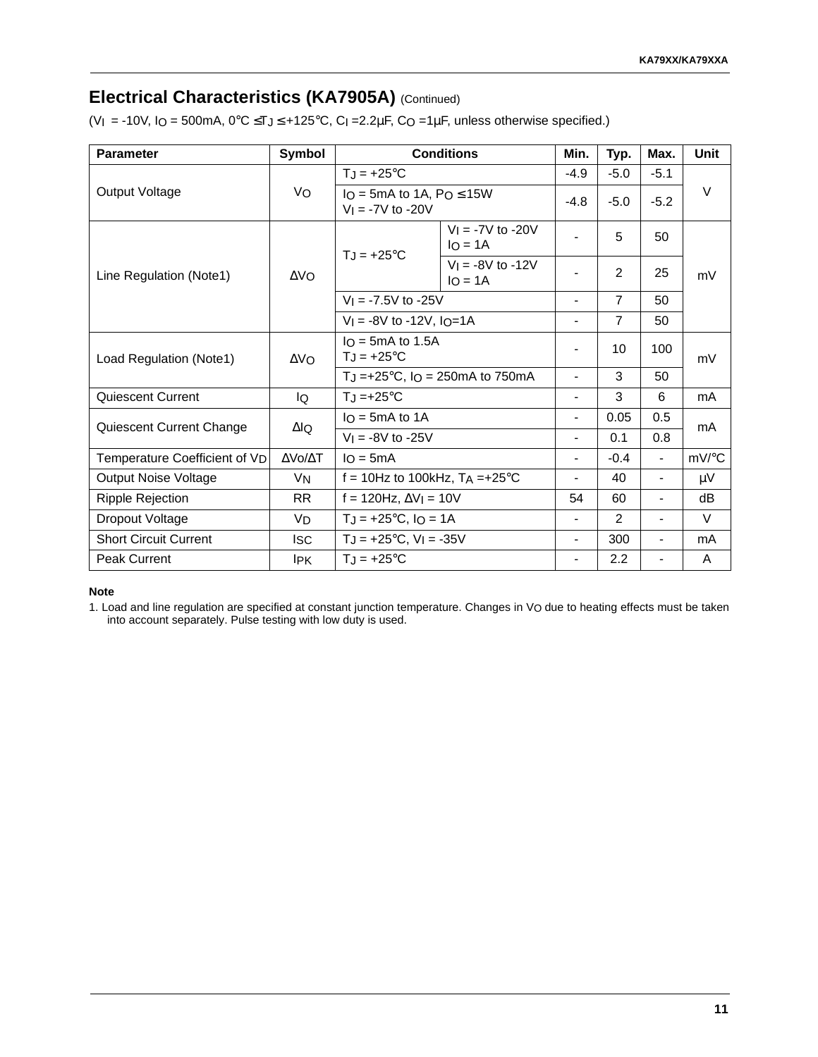## Electrical Characteristics (KA7905A) (Continued)

($V_I$ = -10V, $I_O$ = 500mA, 0°C ≤ $T_J$ ≤ +125°C, $C_I$ =2.2μF, $C_O$ =1μF, unless otherwise specified.)

| Parameter | Symbol | Conditions | | Min. | Typ. | Max. | Unit |
|---|---|---|---|---|---|---|---|
| Output Voltage | $V_O$ | $T_J$ = +25°C | | -4.9 | -5.0 | -5.1 | V |
| | | $I_O$ = 5mA to 1A, $P_O$ ≤ 15W<br>$V_I$ = -7V to -20V | | -4.8 | -5.0 | -5.2 | |
| Line Regulation (Note1) | $\Delta V_O$ | $T_J$ = +25°C | $V_I$ = -7V to -20V<br>$I_O$ = 1A | - | 5 | 50 | mV |
| | | | $V_I$ = -8V to -12V<br>$I_O$ = 1A | - | 2 | 25 | |
| | | $V_I$ = -7.5V to -25V | | - | 7 | 50 | |
| | | $V_I$ = -8V to -12V, $I_O$=1A | | - | 7 | 50 | |
| Load Regulation (Note1) | $\Delta V_O$ | $I_O$ = 5mA to 1.5A<br>$T_J$ = +25°C | | - | 10 | 100 | mV |
| | | $T_J$ =+25°C, $I_O$ = 250mA to 750mA | | - | 3 | 50 | |
| Quiescent Current | $I_Q$ | $T_J$ =+25°C | | - | 3 | 6 | mA |
| Quiescent Current Change | $\Delta I_Q$ | $I_O$ = 5mA to 1A | | - | 0.05 | 0.5 | mA |
| | | $V_I$ = -8V to -25V | | - | 0.1 | 0.8 | |
| Temperature Coefficient of $V_D$ | $\Delta Vo/\Delta T$ | $I_O$ = 5mA | | - | -0.4 | - | mV/°C |
| Output Noise Voltage | $V_N$ | f = 10Hz to 100kHz, $T_A$ =+25°C | | - | 40 | - | μV |
| Ripple Rejection | RR | f = 120Hz, $\Delta V_I$ = 10V | | 54 | 60 | - | dB |
| Dropout Voltage | $V_D$ | $T_J$ = +25°C, $I_O$ = 1A | | - | 2 | - | V |
| Short Circuit Current | $I_{SC}$ | $T_J$ = +25°C, $V_I$ = -35V | | - | 300 | - | mA |
| Peak Current | $I_{PK}$ | $T_J$ = +25°C | | - | 2.2 | - | A |

**Note**

1. Load and line regulation are specified at constant junction temperature. Changes in $V_O$ due to heating effects must be taken into account separately. Pulse testing with low duty is used.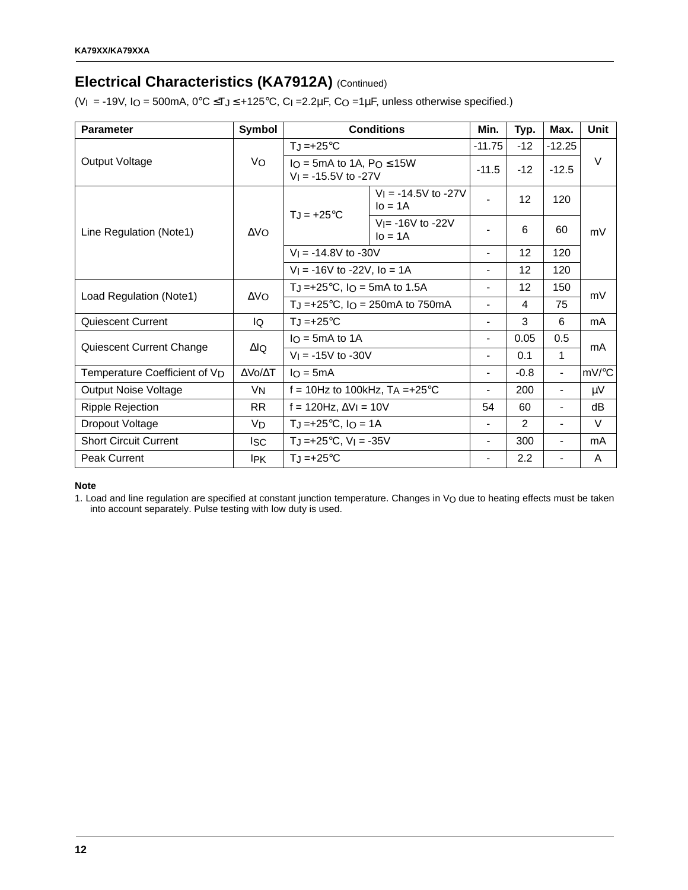## Electrical Characteristics (KA7912A) (Continued)

($V_I$ = -19V, $I_O$ = 500mA, 0°C ≤ $T_J$ ≤ +125°C, $C_I$ =2.2µF, $C_O$ =1µF, unless otherwise specified.)

| Parameter | Symbol | Conditions | | Min. | Typ. | Max. | Unit |
|---|---|---|---|---|---|---|---|
| Output Voltage | $V_O$ | $T_J$ =+25°C | | -11.75 | -12 | -12.25 | V |
| | | $I_O$ = 5mA to 1A, $P_O$ ≤ 15W $V_I$ = -15.5V to -27V | | -11.5 | -12 | -12.5 | |
| Line Regulation (Note1) | $\Delta V_O$ | $T_J$ = +25°C | $V_I$ = -14.5V to -27V Io = 1A | - | 12 | 120 | mV |
| | | | $V_I$= -16V to -22V Io = 1A | - | 6 | 60 | |
| | | $V_I$ = -14.8V to -30V | | - | 12 | 120 | |
| | | $V_I$ = -16V to -22V, Io = 1A | | - | 12 | 120 | |
| Load Regulation (Note1) | $\Delta V_O$ | $T_J$ =+25°C, $I_O$ = 5mA to 1.5A | | - | 12 | 150 | mV |
| | | $T_J$ =+25°C, $I_O$ = 250mA to 750mA | | - | 4 | 75 | |
| Quiescent Current | $I_Q$ | $T_J$ =+25°C | | - | 3 | 6 | mA |
| Quiescent Current Change | $\Delta I_Q$ | $I_O$ = 5mA to 1A | | - | 0.05 | 0.5 | mA |
| | | $V_I$ = -15V to -30V | | - | 0.1 | 1 | |
| Temperature Coefficient of $V_D$ | $\Delta Vo/\Delta T$ | $I_O$ = 5mA | | - | -0.8 | - | mV/°C |
| Output Noise Voltage | $V_N$ | f = 10Hz to 100kHz, $T_A$ =+25°C | | - | 200 | - | µV |
| Ripple Rejection | RR | f = 120Hz, $\Delta V_I$ = 10V | | 54 | 60 | - | dB |
| Dropout Voltage | $V_D$ | $T_J$ =+25°C, $I_O$ = 1A | | - | 2 | - | V |
| Short Circuit Current | $I_{SC}$ | $T_J$ =+25°C, $V_I$ = -35V | | - | 300 | - | mA |
| Peak Current | $I_{PK}$ | $T_J$ =+25°C | | - | 2.2 | - | A |

**Note**

1. Load and line regulation are specified at constant junction temperature. Changes in $V_O$ due to heating effects must be taken into account separately. Pulse testing with low duty is used.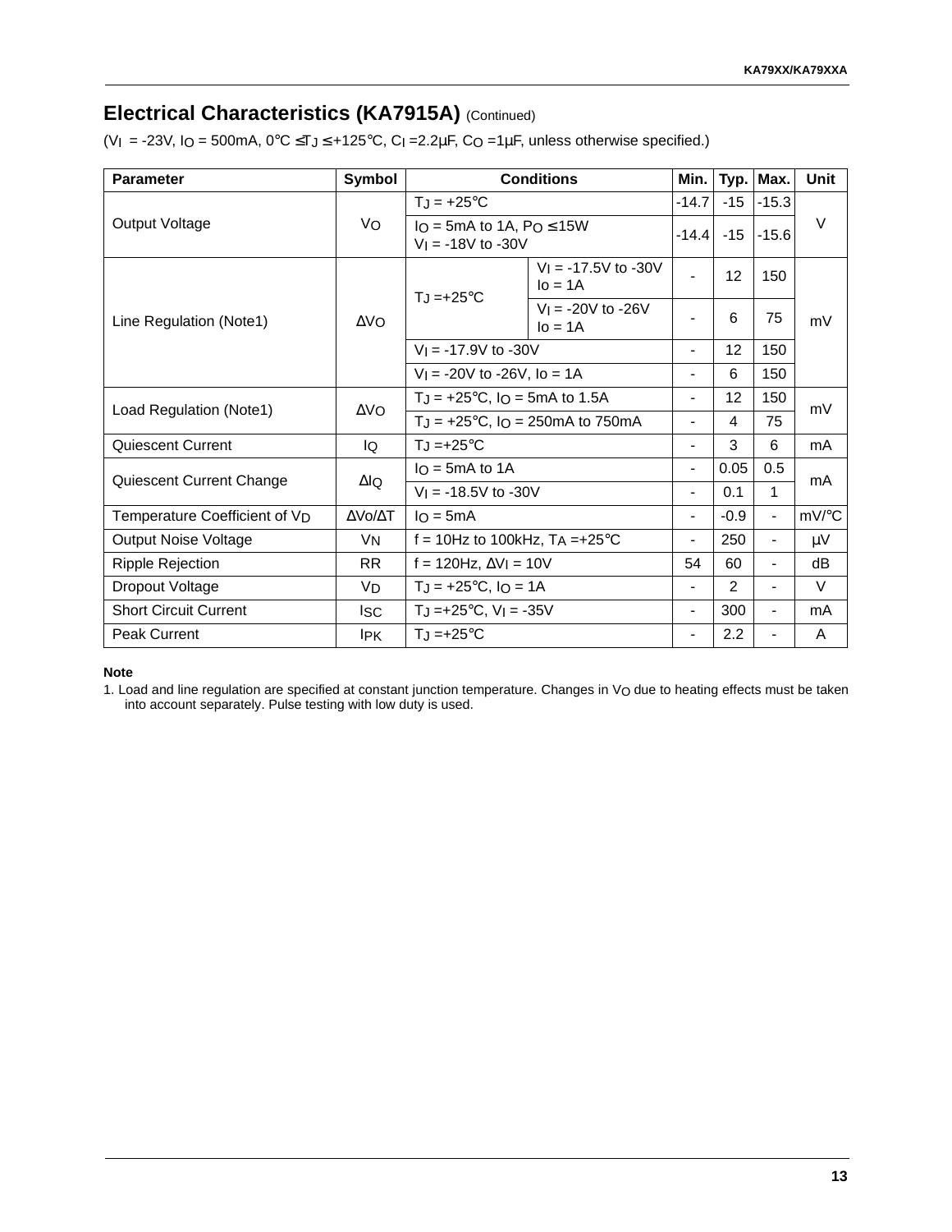## Electrical Characteristics (KA7915A) (Continued)

($V_I$ = -23V, $I_O$ = 500mA, 0°C ≤$T_J$ ≤ +125°C, $C_I$ =2.2μF, $C_O$ =1μF, unless otherwise specified.)

| Parameter | Symbol | Conditions | | Min. | Typ. | Max. | Unit |
|---|---|---|---|---|---|---|---|
| Output Voltage | $V_O$ | $T_J$ = +25°C | | -14.7 | -15 | -15.3 | V |
| | | $I_O$ = 5mA to 1A, $P_O$ ≤ 15W $V_I$ = -18V to -30V | | -14.4 | -15 | -15.6 | |
| Line Regulation (Note1) | $\Delta V_O$ | $T_J$ =+25°C | $V_I$ = -17.5V to -30V Io = 1A | - | 12 | 150 | mV |
| | | | $V_I$ = -20V to -26V Io = 1A | - | 6 | 75 | |
| | | $V_I$ = -17.9V to -30V | | - | 12 | 150 | |
| | | $V_I$ = -20V to -26V, Io = 1A | | - | 6 | 150 | |
| Load Regulation (Note1) | $\Delta V_O$ | $T_J$ = +25°C, $I_O$ = 5mA to 1.5A | | - | 12 | 150 | mV |
| | | $T_J$ = +25°C, $I_O$ = 250mA to 750mA | | - | 4 | 75 | |
| Quiescent Current | $I_Q$ | $T_J$ =+25°C | | - | 3 | 6 | mA |
| Quiescent Current Change | $\Delta I_Q$ | $I_O$ = 5mA to 1A | | - | 0.05 | 0.5 | mA |
| | | $V_I$ = -18.5V to -30V | | - | 0.1 | 1 | |
| Temperature Coefficient of $V_D$ | ΔVo/ΔT | $I_O$ = 5mA | | - | -0.9 | - | mV/°C |
| Output Noise Voltage | $V_N$ | f = 10Hz to 100kHz, $T_A$ =+25°C | | - | 250 | - | μV |
| Ripple Rejection | RR | f = 120Hz, $\Delta V_I$ = 10V | | 54 | 60 | - | dB |
| Dropout Voltage | $V_D$ | $T_J$ = +25°C, $I_O$ = 1A | | - | 2 | - | V |
| Short Circuit Current | $I_{SC}$ | $T_J$ =+25°C, $V_I$ = -35V | | - | 300 | - | mA |
| Peak Current | $I_{PK}$ | $T_J$ =+25°C | | - | 2.2 | - | A |

**Note**

1. Load and line regulation are specified at constant junction temperature. Changes in $V_O$ due to heating effects must be taken into account separately. Pulse testing with low duty is used.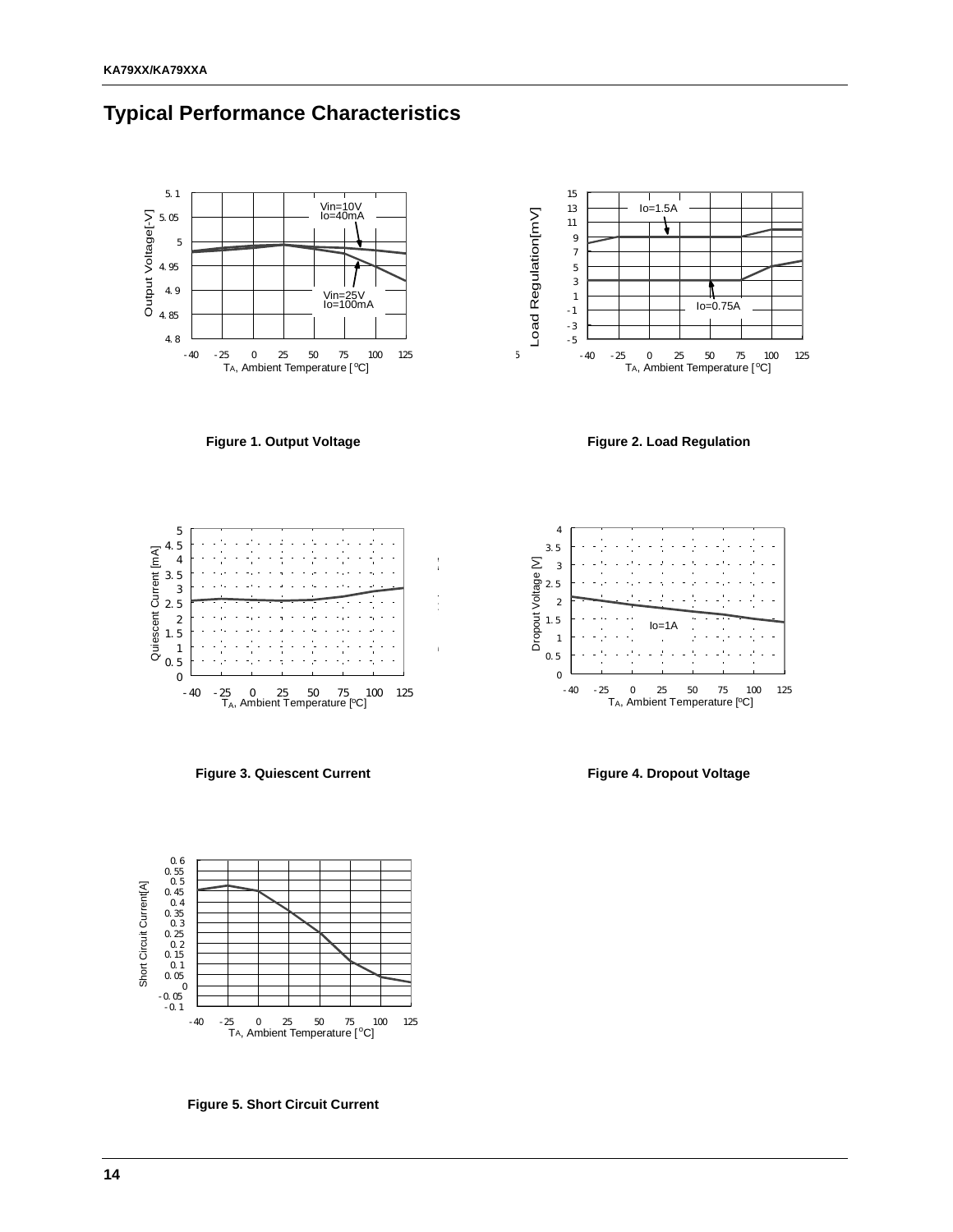## Typical Performance Characteristics

Figure 1. Output Voltage

Figure 2. Load Regulation

Figure 3. Quiescent Current

Figure 4. Dropout Voltage

Figure 5. Short Circuit Current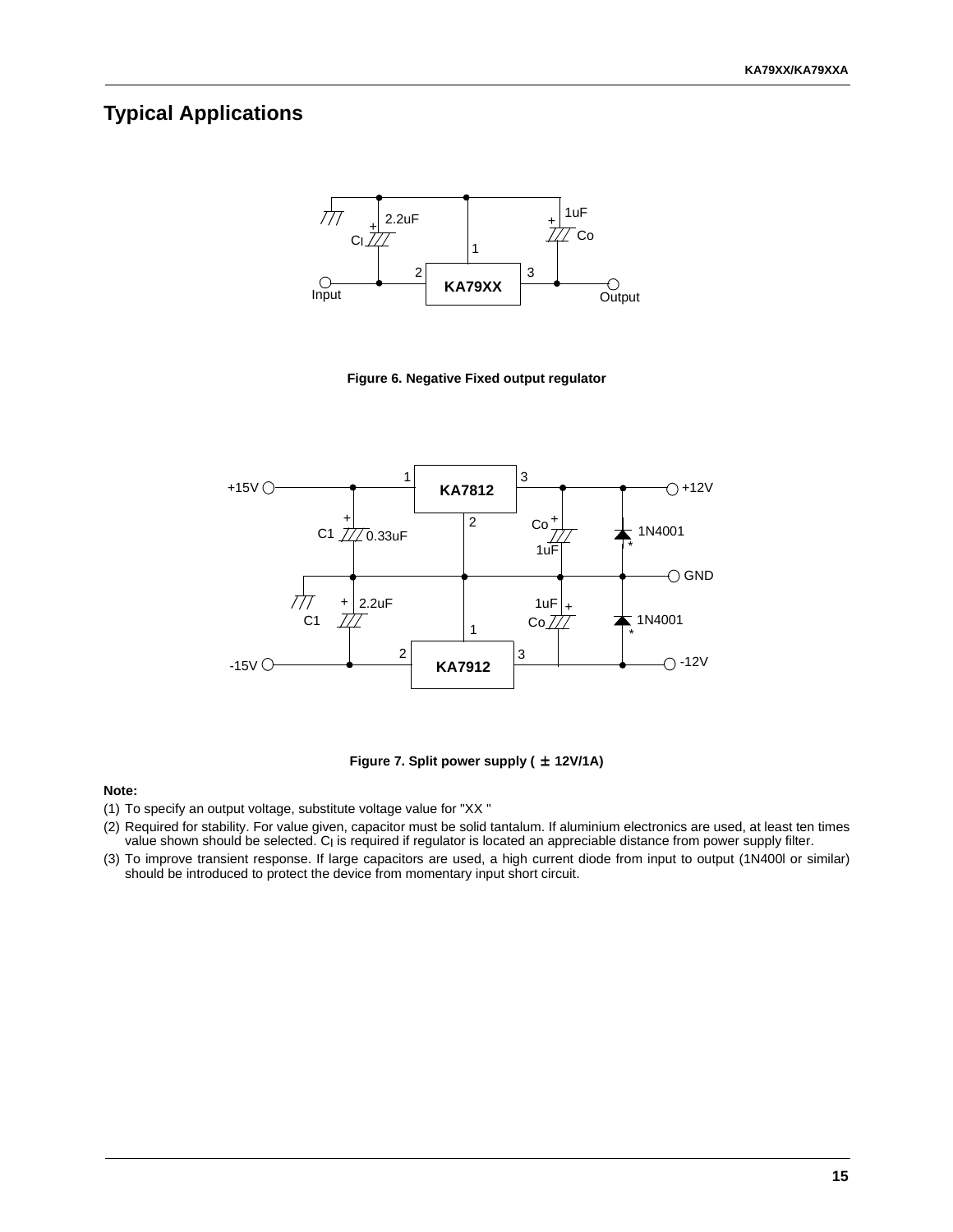## Typical Applications

Figure 6. Negative Fixed output regulator

Figure 7. Split power supply ( ± 12V/1A)

**Note:**

(1) To specify an output voltage, substitute voltage value for "XX "

(2) Required for stability. For value given, capacitor must be solid tantalum. If aluminium electronics are used, at least ten times value shown should be selected. $C_I$ is required if regulator is located an appreciable distance from power supply filter.

(3) To improve transient response. If large capacitors are used, a high current diode from input to output (1N400l or similar) should be introduced to protect the device from momentary input short circuit.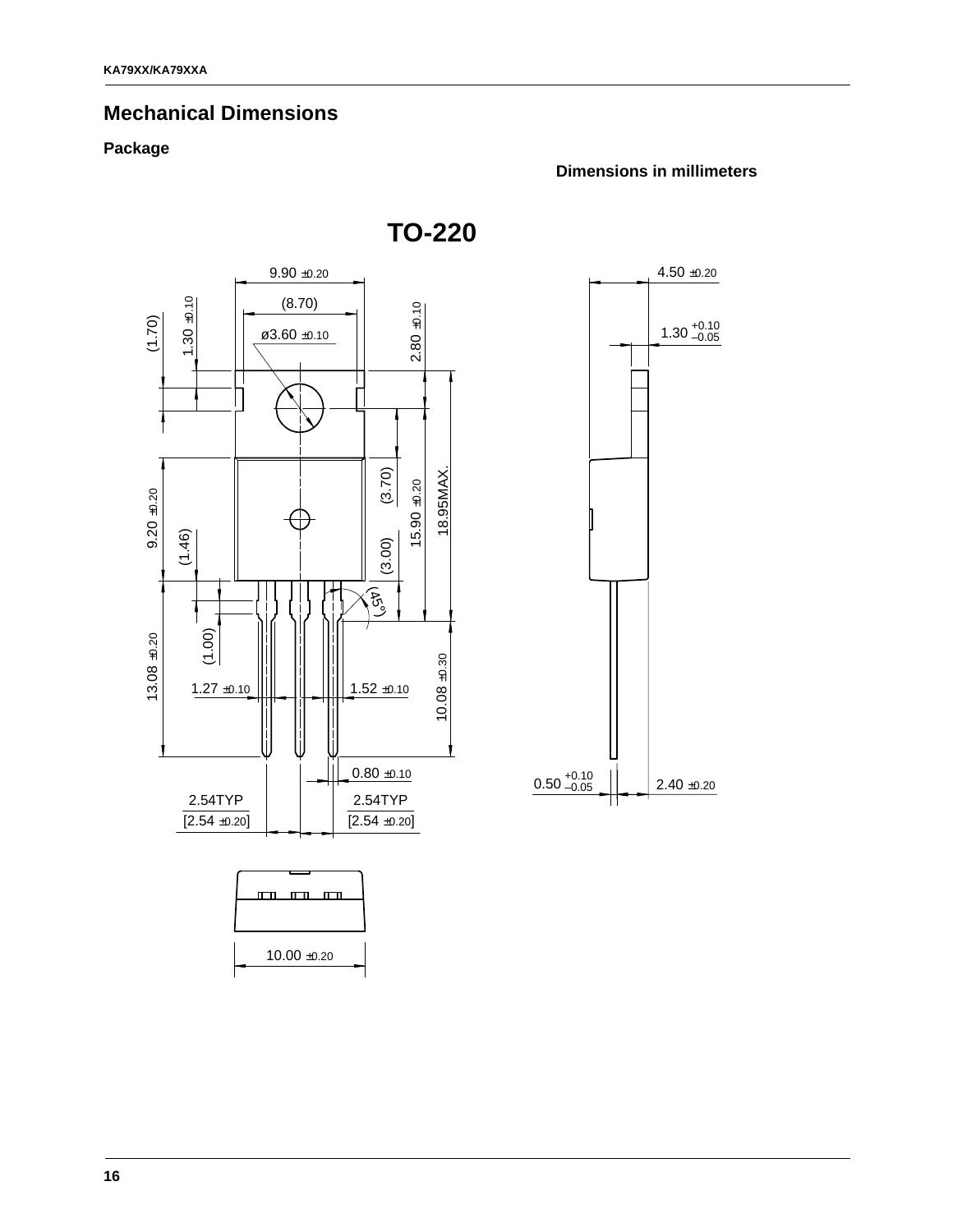## Mechanical Dimensions

### Package

**Dimensions in millimeters**

# TO-220

9.90 ±0.20

(8.70)

ø3.60 ±0.10

(1.70)

1.30 ±0.10

2.80 ±0.10

(3.70)

15.90 ±0.20

18.95MAX.

9.20 ±0.20

(1.46)

(3.00)

(45°)

(1.00)

13.08 ±0.20

1.27 ±0.10

1.52 ±0.10

10.08 ±0.30

0.80 ±0.10

2.54TYP [2.54 ±0.20]

2.54TYP [2.54 ±0.20]

10.00 ±0.20

4.50 ±0.20

1.30 +0.10 −0.05

0.50 +0.10 −0.05

2.40 ±0.20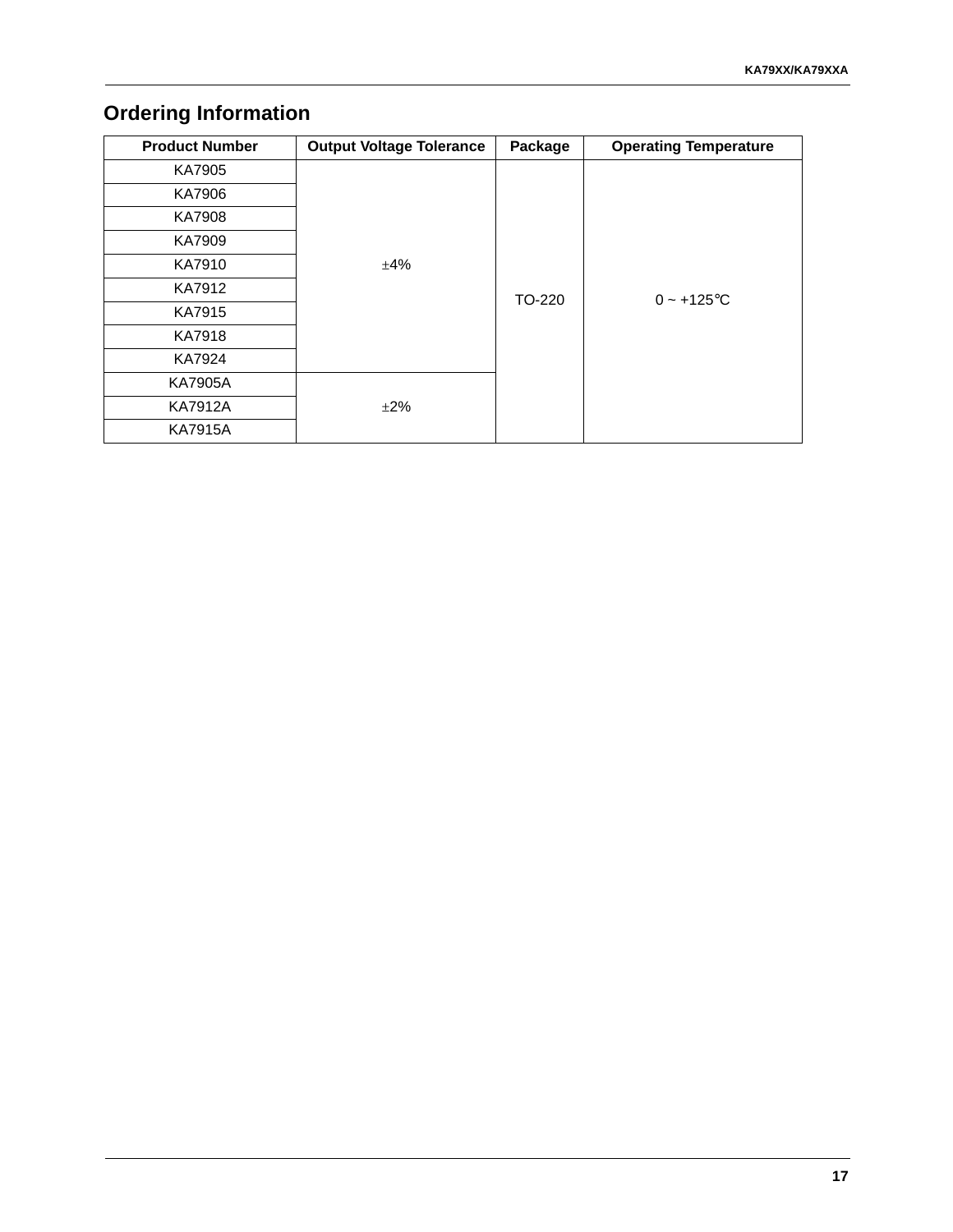## Ordering Information

| Product Number | Output Voltage Tolerance | Package | Operating Temperature |
|---|---|---|---|
| KA7905 | ±4% | TO-220 | 0 ~ +125°C |
| KA7906 | | | |
| KA7908 | | | |
| KA7909 | | | |
| KA7910 | | | |
| KA7912 | | | |
| KA7915 | | | |
| KA7918 | | | |
| KA7924 | | | |
| KA7905A | ±2% | | |
| KA7912A | | | |
| KA7915A | | | |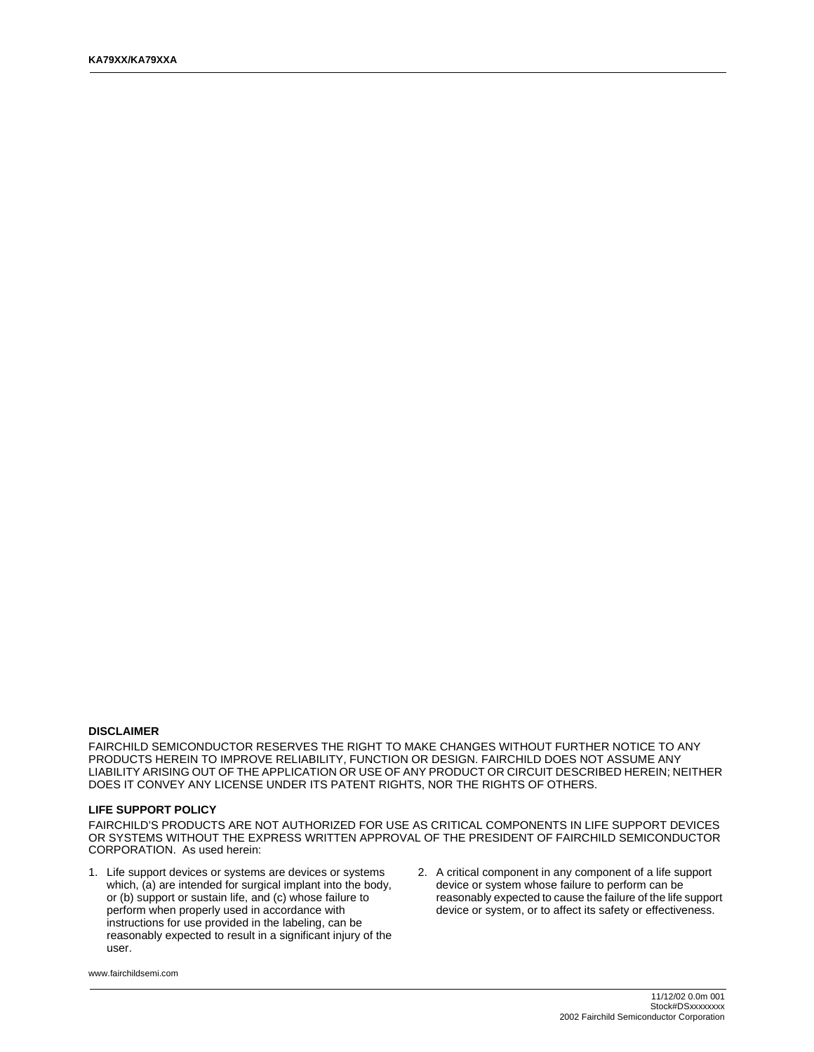**DISCLAIMER**

FAIRCHILD SEMICONDUCTOR RESERVES THE RIGHT TO MAKE CHANGES WITHOUT FURTHER NOTICE TO ANY PRODUCTS HEREIN TO IMPROVE RELIABILITY, FUNCTION OR DESIGN. FAIRCHILD DOES NOT ASSUME ANY LIABILITY ARISING OUT OF THE APPLICATION OR USE OF ANY PRODUCT OR CIRCUIT DESCRIBED HEREIN; NEITHER DOES IT CONVEY ANY LICENSE UNDER ITS PATENT RIGHTS, NOR THE RIGHTS OF OTHERS.

**LIFE SUPPORT POLICY**

FAIRCHILD'S PRODUCTS ARE NOT AUTHORIZED FOR USE AS CRITICAL COMPONENTS IN LIFE SUPPORT DEVICES OR SYSTEMS WITHOUT THE EXPRESS WRITTEN APPROVAL OF THE PRESIDENT OF FAIRCHILD SEMICONDUCTOR CORPORATION. As used herein:

1. Life support devices or systems are devices or systems which, (a) are intended for surgical implant into the body, or (b) support or sustain life, and (c) whose failure to perform when properly used in accordance with instructions for use provided in the labeling, can be reasonably expected to result in a significant injury of the user.
2. A critical component in any component of a life support device or system whose failure to perform can be reasonably expected to cause the failure of the life support device or system, or to affect its safety or effectiveness.

11/12/02 0.0m 001
Stock#DSxxxxxxxx
2002 Fairchild Semiconductor Corporation